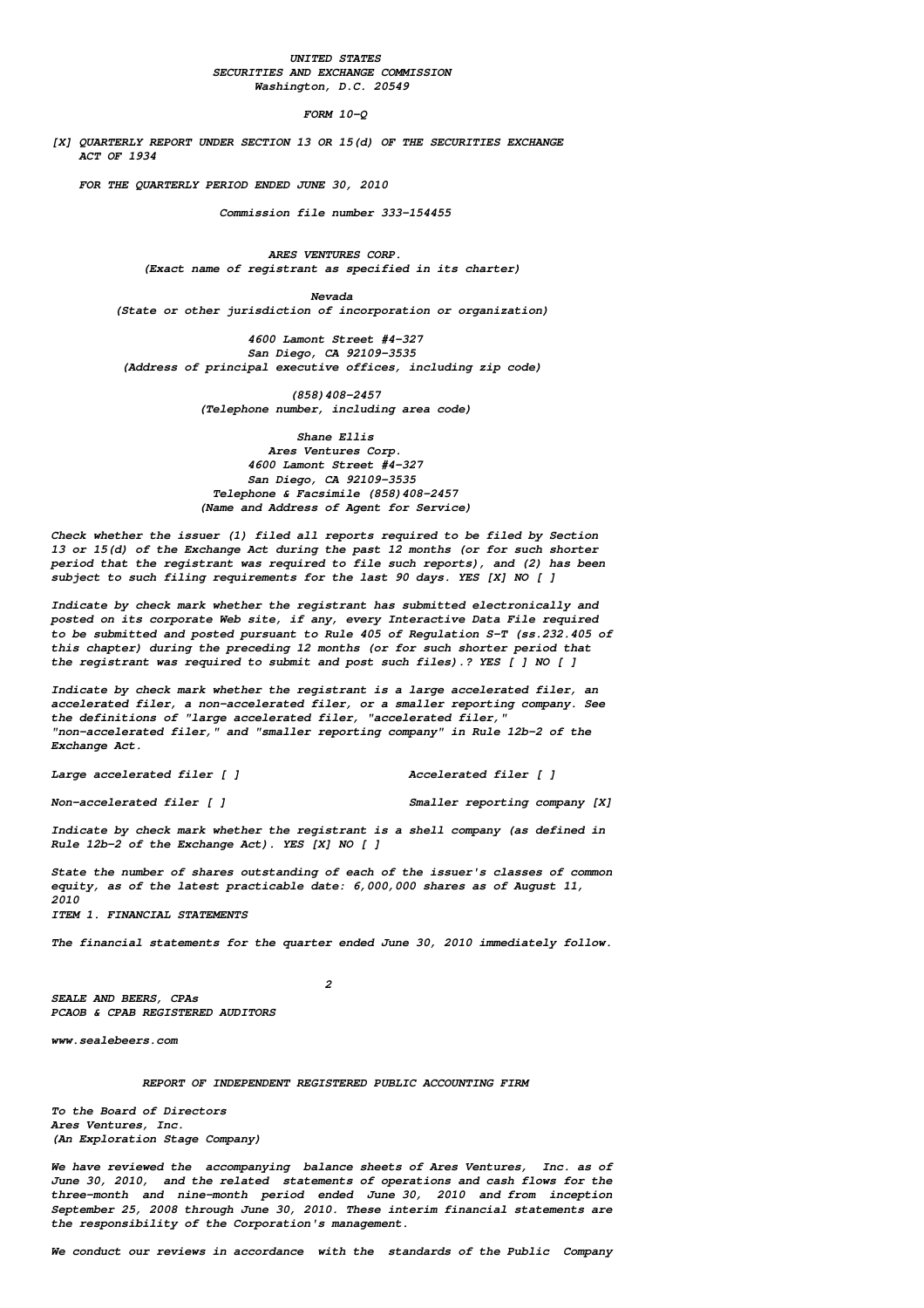UNITED STATES
SECURITIES AND EXCHANGE COMMISSION
Washington, D.C. 20549

FORM 10-Q

[X] QUARTERLY REPORT UNDER SECTION 13 OR 15(d) OF THE SECURITIES EXCHANGE ACT OF 1934

FOR THE QUARTERLY PERIOD ENDED JUNE 30, 2010

Commission file number 333-154455

ARES VENTURES CORP.
(Exact name of registrant as specified in its charter)

Nevada
(State or other jurisdiction of incorporation or organization)

4600 Lamont Street #4-327
San Diego, CA 92109-3535
(Address of principal executive offices, including zip code)

(858)408-2457
(Telephone number, including area code)

Shane Ellis
Ares Ventures Corp.
4600 Lamont Street #4-327
San Diego, CA 92109-3535
Telephone & Facsimile (858)408-2457
(Name and Address of Agent for Service)

Check whether the issuer (1) filed all reports required to be filed by Section 13 or 15(d) of the Exchange Act during the past 12 months (or for such shorter period that the registrant was required to file such reports), and (2) has been subject to such filing requirements for the last 90 days. YES [X] NO [ ]

Indicate by check mark whether the registrant has submitted electronically and posted on its corporate Web site, if any, every Interactive Data File required to be submitted and posted pursuant to Rule 405 of Regulation S-T (ss.232.405 of this chapter) during the preceding 12 months (or for such shorter period that the registrant was required to submit and post such files).? YES [ ] NO [ ]

Indicate by check mark whether the registrant is a large accelerated filer, an accelerated filer, a non-accelerated filer, or a smaller reporting company. See the definitions of "large accelerated filer, "accelerated filer," "non-accelerated filer," and "smaller reporting company" in Rule 12b-2 of the Exchange Act.

Large accelerated filer [ ]    Accelerated filer [ ]

Non-accelerated filer [ ]    Smaller reporting company [X]

Indicate by check mark whether the registrant is a shell company (as defined in Rule 12b-2 of the Exchange Act). YES [X] NO [ ]

State the number of shares outstanding of each of the issuer's classes of common equity, as of the latest practicable date: 6,000,000 shares as of August 11, 2010

ITEM 1. FINANCIAL STATEMENTS

The financial statements for the quarter ended June 30, 2010 immediately follow.

SEALE AND BEERS, CPAs
PCAOB & CPAB REGISTERED AUDITORS

www.sealebeers.com

REPORT OF INDEPENDENT REGISTERED PUBLIC ACCOUNTING FIRM

To the Board of Directors
Ares Ventures, Inc.
(An Exploration Stage Company)

We have reviewed the accompanying balance sheets of Ares Ventures, Inc. as of June 30, 2010, and the related statements of operations and cash flows for the three-month and nine-month period ended June 30, 2010 and from inception September 25, 2008 through June 30, 2010. These interim financial statements are the responsibility of the Corporation's management.

We conduct our reviews in accordance with the standards of the Public Company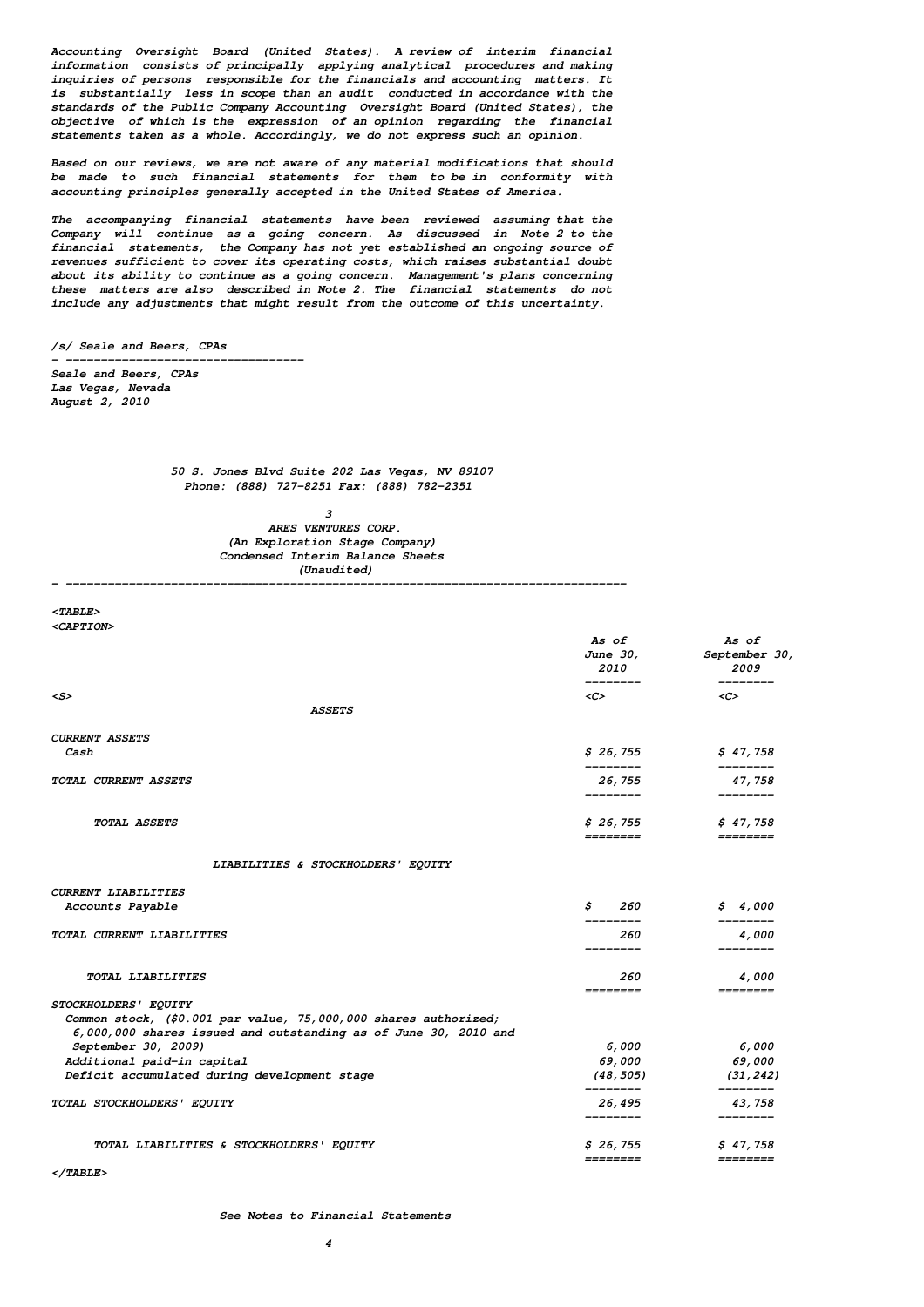Accounting Oversight Board (United States). A review of interim financial information consists of principally applying analytical procedures and making inquiries of persons responsible for the financials and accounting matters. It is substantially less in scope than an audit conducted in accordance with the standards of the Public Company Accounting Oversight Board (United States), the objective of which is the expression of an opinion regarding the financial statements taken as a whole. Accordingly, we do not express such an opinion.

Based on our reviews, we are not aware of any material modifications that should be made to such financial statements for them to be in conformity with accounting principles generally accepted in the United States of America.

The accompanying financial statements have been reviewed assuming that the Company will continue as a going concern. As discussed in Note 2 to the financial statements, the Company has not yet established an ongoing source of revenues sufficient to cover its operating costs, which raises substantial doubt about its ability to continue as a going concern. Management's plans concerning these matters are also described in Note 2. The financial statements do not include any adjustments that might result from the outcome of this uncertainty.

/s/ Seale and Beers, CPAs

Seale and Beers, CPAs
Las Vegas, Nevada
August 2, 2010

50 S. Jones Blvd Suite 202 Las Vegas, NV 89107
Phone: (888) 727-8251 Fax: (888) 782-2351

ARES VENTURES CORP.
(An Exploration Stage Company)
Condensed Interim Balance Sheets
(Unaudited)

| | As of June 30, 2010 | As of September 30, 2009 |
|---|---|---|
| **ASSETS** | | |
| CURRENT ASSETS | | |
| Cash | $ 26,755 | $ 47,758 |
| TOTAL CURRENT ASSETS | 26,755 | 47,758 |
| TOTAL ASSETS | $ 26,755 | $ 47,758 |
| **LIABILITIES & STOCKHOLDERS' EQUITY** | | |
| CURRENT LIABILITIES | | |
| Accounts Payable | $ 260 | $ 4,000 |
| TOTAL CURRENT LIABILITIES | 260 | 4,000 |
| TOTAL LIABILITIES | 260 | 4,000 |
| STOCKHOLDERS' EQUITY | | |
| Common stock, ($0.001 par value, 75,000,000 shares authorized; 6,000,000 shares issued and outstanding as of June 30, 2010 and September 30, 2009) | 6,000 | 6,000 |
| Additional paid-in capital | 69,000 | 69,000 |
| Deficit accumulated during development stage | (48,505) | (31,242) |
| TOTAL STOCKHOLDERS' EQUITY | 26,495 | 43,758 |
| TOTAL LIABILITIES & STOCKHOLDERS' EQUITY | $ 26,755 | $ 47,758 |

See Notes to Financial Statements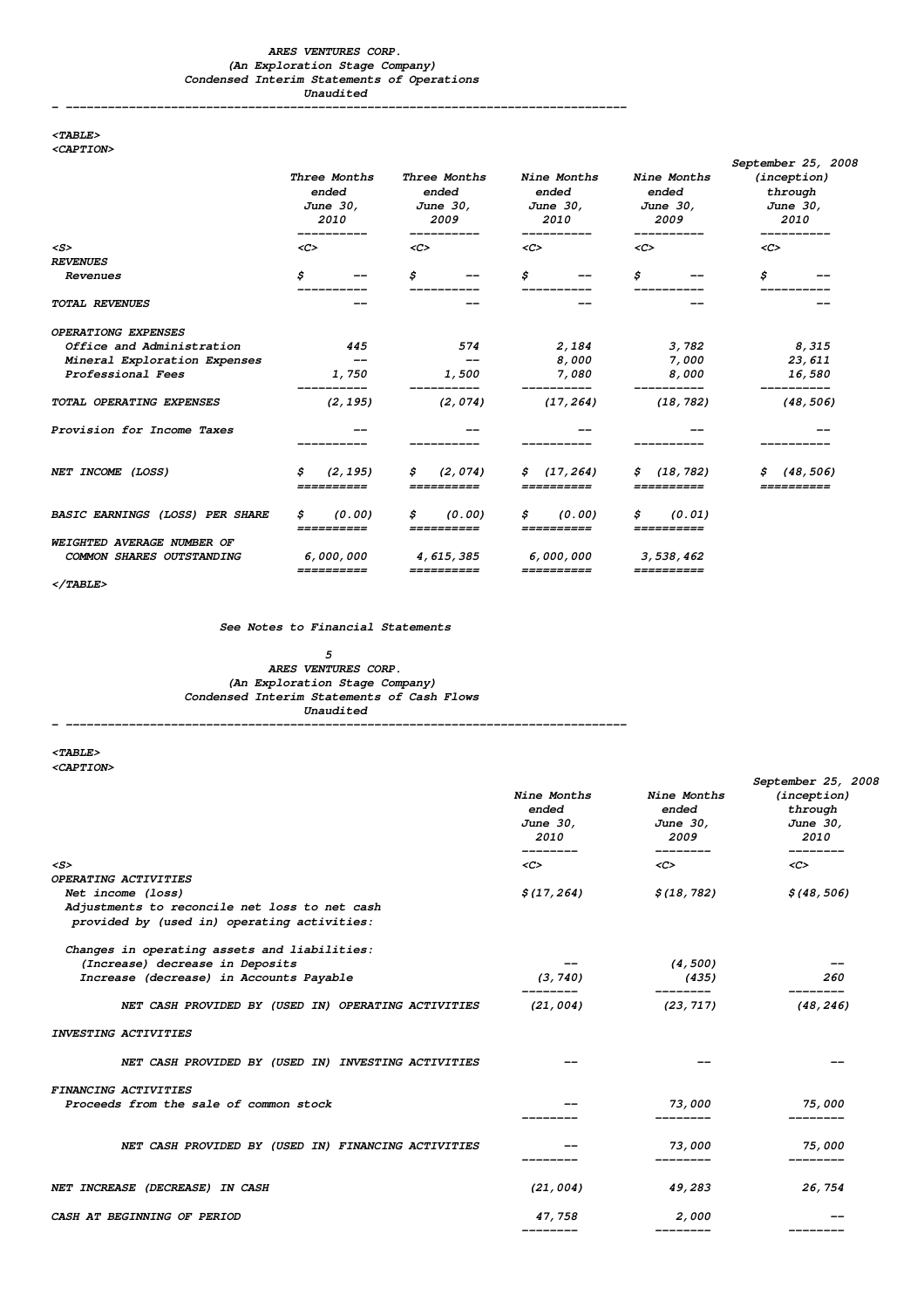ARES VENTURES CORP.
(An Exploration Stage Company)
Condensed Interim Statements of Operations
Unaudited

| | Three Months ended June 30, 2010 | Three Months ended June 30, 2009 | Nine Months ended June 30, 2010 | Nine Months ended June 30, 2009 | September 25, 2008 (inception) through June 30, 2010 |
|---|---|---|---|---|---|
| **REVENUES** | | | | | |
| Revenues | $ -- | $ -- | $ -- | $ -- | $ -- |
| **TOTAL REVENUES** | -- | -- | -- | -- | -- |
| **OPERATIONG EXPENSES** | | | | | |
| Office and Administration | 445 | 574 | 2,184 | 3,782 | 8,315 |
| Mineral Exploration Expenses | -- | -- | 8,000 | 7,000 | 23,611 |
| Professional Fees | 1,750 | 1,500 | 7,080 | 8,000 | 16,580 |
| **TOTAL OPERATING EXPENSES** | (2,195) | (2,074) | (17,264) | (18,782) | (48,506) |
| Provision for Income Taxes | -- | -- | -- | -- | -- |
| **NET INCOME (LOSS)** | $ (2,195) | $ (2,074) | $ (17,264) | $ (18,782) | $ (48,506) |
| **BASIC EARNINGS (LOSS) PER SHARE** | $ (0.00) | $ (0.00) | $ (0.00) | $ (0.01) | |
| **WEIGHTED AVERAGE NUMBER OF COMMON SHARES OUTSTANDING** | 6,000,000 | 4,615,385 | 6,000,000 | 3,538,462 | |

See Notes to Financial Statements

ARES VENTURES CORP.
(An Exploration Stage Company)
Condensed Interim Statements of Cash Flows
Unaudited

| | Nine Months ended June 30, 2010 | Nine Months ended June 30, 2009 | September 25, 2008 (inception) through June 30, 2010 |
|---|---|---|---|
| **OPERATING ACTIVITIES** | | | |
| Net income (loss) | $(17,264) | $(18,782) | $(48,506) |
| Adjustments to reconcile net loss to net cash provided by (used in) operating activities: | | | |
| Changes in operating assets and liabilities: | | | |
| (Increase) decrease in Deposits | -- | (4,500) | -- |
| Increase (decrease) in Accounts Payable | (3,740) | (435) | 260 |
| **NET CASH PROVIDED BY (USED IN) OPERATING ACTIVITIES** | (21,004) | (23,717) | (48,246) |
| **INVESTING ACTIVITIES** | | | |
| **NET CASH PROVIDED BY (USED IN) INVESTING ACTIVITIES** | -- | -- | -- |
| **FINANCING ACTIVITIES** | | | |
| Proceeds from the sale of common stock | -- | 73,000 | 75,000 |
| **NET CASH PROVIDED BY (USED IN) FINANCING ACTIVITIES** | -- | 73,000 | 75,000 |
| **NET INCREASE (DECREASE) IN CASH** | (21,004) | 49,283 | 26,754 |
| **CASH AT BEGINNING OF PERIOD** | 47,758 | 2,000 | -- |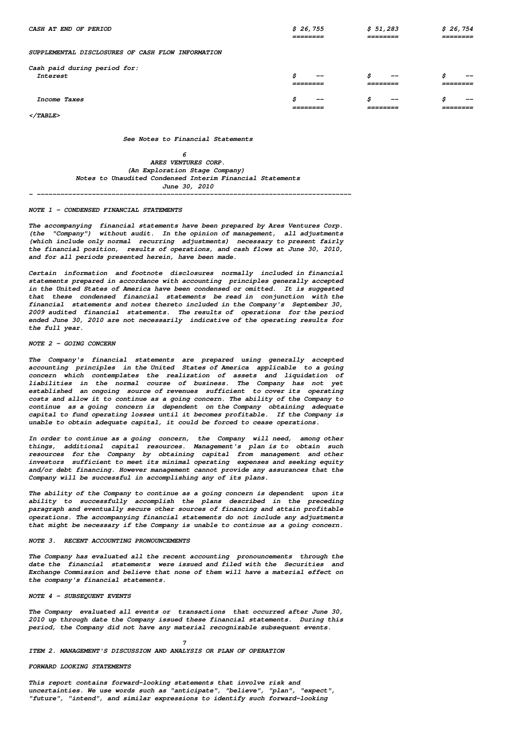| | | | |
|---|---|---|---|
| CASH AT END OF PERIOD | $ 26,755 | $ 51,283 | $ 26,754 |
| SUPPLEMENTAL DISCLOSURES OF CASH FLOW INFORMATION | | | |
| Cash paid during period for: | | | |
| Interest | $ -- | $ -- | $ -- |
| Income Taxes | $ -- | $ -- | $ -- |

See Notes to Financial Statements

ARES VENTURES CORP.
(An Exploration Stage Company)
Notes to Unaudited Condensed Interim Financial Statements
June 30, 2010

**NOTE 1 - CONDENSED FINANCIAL STATEMENTS**

The accompanying financial statements have been prepared by Ares Ventures Corp. (the "Company") without audit. In the opinion of management, all adjustments (which include only normal recurring adjustments) necessary to present fairly the financial position, results of operations, and cash flows at June 30, 2010, and for all periods presented herein, have been made.

Certain information and footnote disclosures normally included in financial statements prepared in accordance with accounting principles generally accepted in the United States of America have been condensed or omitted. It is suggested that these condensed financial statements be read in conjunction with the financial statements and notes thereto included in the Company's September 30, 2009 audited financial statements. The results of operations for the period ended June 30, 2010 are not necessarily indicative of the operating results for the full year.

**NOTE 2 - GOING CONCERN**

The Company's financial statements are prepared using generally accepted accounting principles in the United States of America applicable to a going concern which contemplates the realization of assets and liquidation of liabilities in the normal course of business. The Company has not yet established an ongoing source of revenues sufficient to cover its operating costs and allow it to continue as a going concern. The ability of the Company to continue as a going concern is dependent on the Company obtaining adequate capital to fund operating losses until it becomes profitable. If the Company is unable to obtain adequate capital, it could be forced to cease operations.

In order to continue as a going concern, the Company will need, among other things, additional capital resources. Management's plan is to obtain such resources for the Company by obtaining capital from management and other investors sufficient to meet its minimal operating expenses and seeking equity and/or debt financing. However management cannot provide any assurances that the Company will be successful in accomplishing any of its plans.

The ability of the Company to continue as a going concern is dependent upon its ability to successfully accomplish the plans described in the preceding paragraph and eventually secure other sources of financing and attain profitable operations. The accompanying financial statements do not include any adjustments that might be necessary if the Company is unable to continue as a going concern.

**NOTE 3. RECENT ACCOUNTING PRONOUNCEMENTS**

The Company has evaluated all the recent accounting pronouncements through the date the financial statements were issued and filed with the Securities and Exchange Commission and believe that none of them will have a material effect on the company's financial statements.

**NOTE 4 - SUBSEQUENT EVENTS**

The Company evaluated all events or transactions that occurred after June 30, 2010 up through date the Company issued these financial statements. During this period, the Company did not have any material recognizable subsequent events.

## ITEM 2. MANAGEMENT'S DISCUSSION AND ANALYSIS OR PLAN OF OPERATION

### FORWARD LOOKING STATEMENTS

This report contains forward-looking statements that involve risk and uncertainties. We use words such as "anticipate", "believe", "plan", "expect", "future", "intend", and similar expressions to identify such forward-looking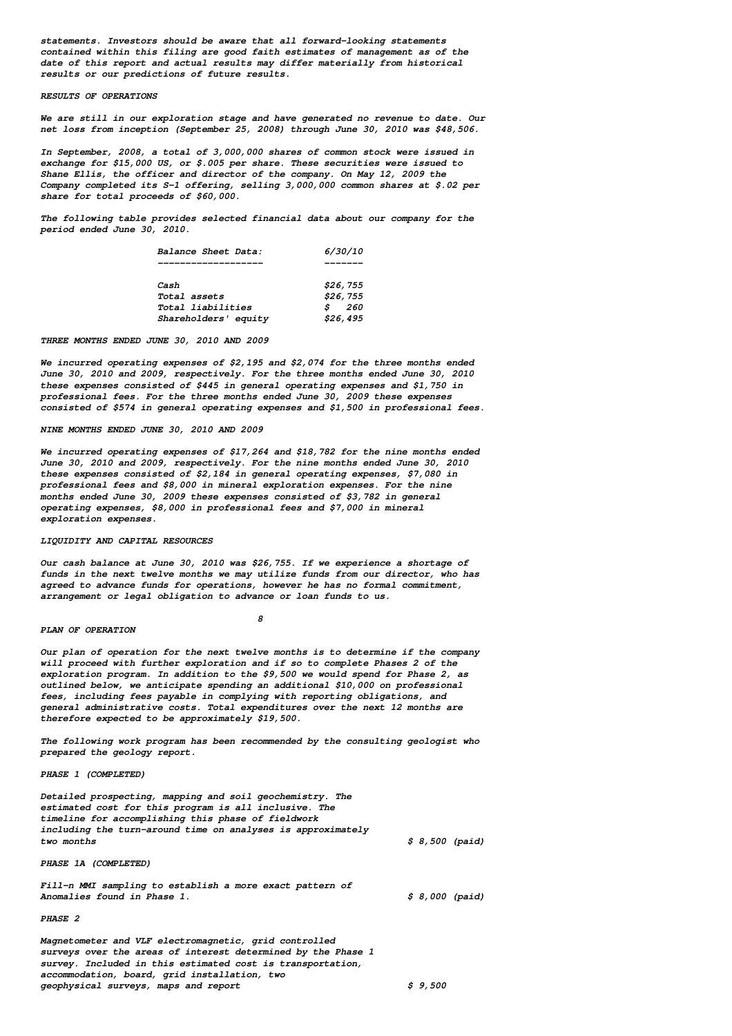*statements. Investors should be aware that all forward-looking statements contained within this filing are good faith estimates of management as of the date of this report and actual results may differ materially from historical results or our predictions of future results.*

## RESULTS OF OPERATIONS

*We are still in our exploration stage and have generated no revenue to date. Our net loss from inception (September 25, 2008) through June 30, 2010 was $48,506.*

*In September, 2008, a total of 3,000,000 shares of common stock were issued in exchange for $15,000 US, or $.005 per share. These securities were issued to Shane Ellis, the officer and director of the company. On May 12, 2009 the Company completed its S-1 offering, selling 3,000,000 common shares at $.02 per share for total proceeds of $60,000.*

*The following table provides selected financial data about our company for the period ended June 30, 2010.*

| Balance Sheet Data: | 6/30/10 |
|---|---|
| Cash | $26,755 |
| Total assets | $26,755 |
| Total liabilities | $ 260 |
| Shareholders' equity | $26,495 |

## THREE MONTHS ENDED JUNE 30, 2010 AND 2009

*We incurred operating expenses of $2,195 and $2,074 for the three months ended June 30, 2010 and 2009, respectively. For the three months ended June 30, 2010 these expenses consisted of $445 in general operating expenses and $1,750 in professional fees. For the three months ended June 30, 2009 these expenses consisted of $574 in general operating expenses and $1,500 in professional fees.*

## NINE MONTHS ENDED JUNE 30, 2010 AND 2009

*We incurred operating expenses of $17,264 and $18,782 for the nine months ended June 30, 2010 and 2009, respectively. For the nine months ended June 30, 2010 these expenses consisted of $2,184 in general operating expenses, $7,080 in professional fees and $8,000 in mineral exploration expenses. For the nine months ended June 30, 2009 these expenses consisted of $3,782 in general operating expenses, $8,000 in professional fees and $7,000 in mineral exploration expenses.*

## LIQUIDITY AND CAPITAL RESOURCES

*Our cash balance at June 30, 2010 was $26,755. If we experience a shortage of funds in the next twelve months we may utilize funds from our director, who has agreed to advance funds for operations, however he has no formal commitment, arrangement or legal obligation to advance or loan funds to us.*

## PLAN OF OPERATION

*Our plan of operation for the next twelve months is to determine if the company will proceed with further exploration and if so to complete Phases 2 of the exploration program. In addition to the $9,500 we would spend for Phase 2, as outlined below, we anticipate spending an additional $10,000 on professional fees, including fees payable in complying with reporting obligations, and general administrative costs. Total expenditures over the next 12 months are therefore expected to be approximately $19,500.*

*The following work program has been recommended by the consulting geologist who prepared the geology report.*

### PHASE 1 (COMPLETED)

| | |
|---|---|
| *Detailed prospecting, mapping and soil geochemistry. The estimated cost for this program is all inclusive. The timeline for accomplishing this phase of fieldwork including the turn-around time on analyses is approximately two months* | *$ 8,500 (paid)* |

### PHASE 1A (COMPLETED)

| | |
|---|---|
| *Fill-n MMI sampling to establish a more exact pattern of Anomalies found in Phase 1.* | *$ 8,000 (paid)* |

### PHASE 2

| | |
|---|---|
| *Magnetometer and VLF electromagnetic, grid controlled surveys over the areas of interest determined by the Phase 1 survey. Included in this estimated cost is transportation, accommodation, board, grid installation, two geophysical surveys, maps and report* | *$ 9,500* |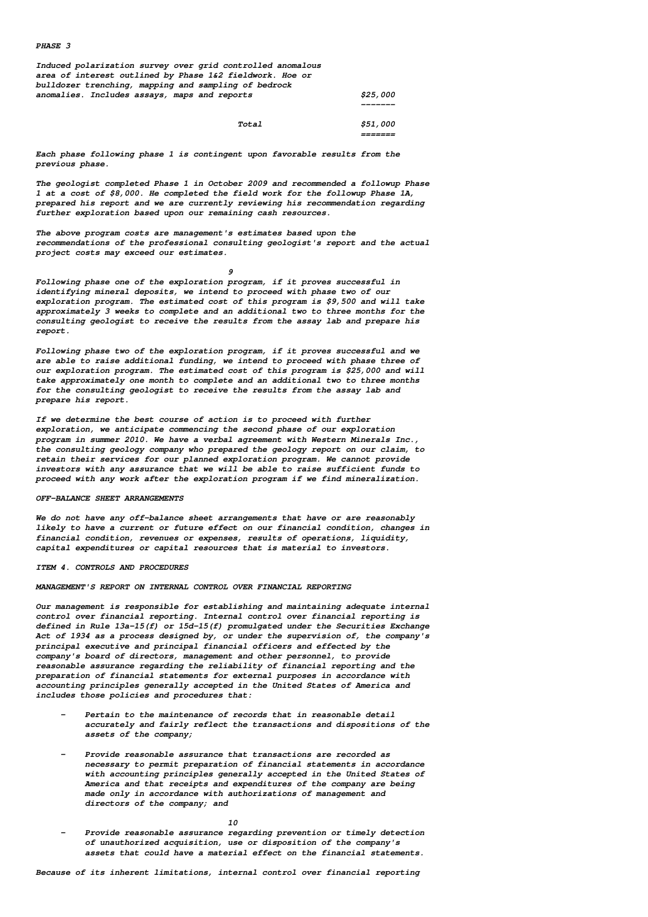PHASE 3

| | |
|---|---|
| Induced polarization survey over grid controlled anomalous area of interest outlined by Phase 1&2 fieldwork. Hoe or bulldozer trenching, mapping and sampling of bedrock anomalies. Includes assays, maps and reports | $25,000 |
| Total | $51,000 |

Each phase following phase 1 is contingent upon favorable results from the previous phase.

The geologist completed Phase 1 in October 2009 and recommended a followup Phase 1 at a cost of $8,000. He completed the field work for the followup Phase 1A, prepared his report and we are currently reviewing his recommendation regarding further exploration based upon our remaining cash resources.

The above program costs are management's estimates based upon the recommendations of the professional consulting geologist's report and the actual project costs may exceed our estimates.

Following phase one of the exploration program, if it proves successful in identifying mineral deposits, we intend to proceed with phase two of our exploration program. The estimated cost of this program is $9,500 and will take approximately 3 weeks to complete and an additional two to three months for the consulting geologist to receive the results from the assay lab and prepare his report.

Following phase two of the exploration program, if it proves successful and we are able to raise additional funding, we intend to proceed with phase three of our exploration program. The estimated cost of this program is $25,000 and will take approximately one month to complete and an additional two to three months for the consulting geologist to receive the results from the assay lab and prepare his report.

If we determine the best course of action is to proceed with further exploration, we anticipate commencing the second phase of our exploration program in summer 2010. We have a verbal agreement with Western Minerals Inc., the consulting geology company who prepared the geology report on our claim, to retain their services for our planned exploration program. We cannot provide investors with any assurance that we will be able to raise sufficient funds to proceed with any work after the exploration program if we find mineralization.

OFF-BALANCE SHEET ARRANGEMENTS

We do not have any off-balance sheet arrangements that have or are reasonably likely to have a current or future effect on our financial condition, changes in financial condition, revenues or expenses, results of operations, liquidity, capital expenditures or capital resources that is material to investors.

## ITEM 4. CONTROLS AND PROCEDURES

MANAGEMENT'S REPORT ON INTERNAL CONTROL OVER FINANCIAL REPORTING

Our management is responsible for establishing and maintaining adequate internal control over financial reporting. Internal control over financial reporting is defined in Rule 13a-15(f) or 15d-15(f) promulgated under the Securities Exchange Act of 1934 as a process designed by, or under the supervision of, the company's principal executive and principal financial officers and effected by the company's board of directors, management and other personnel, to provide reasonable assurance regarding the reliability of financial reporting and the preparation of financial statements for external purposes in accordance with accounting principles generally accepted in the United States of America and includes those policies and procedures that:

- Pertain to the maintenance of records that in reasonable detail accurately and fairly reflect the transactions and dispositions of the assets of the company;
- Provide reasonable assurance that transactions are recorded as necessary to permit preparation of financial statements in accordance with accounting principles generally accepted in the United States of America and that receipts and expenditures of the company are being made only in accordance with authorizations of management and directors of the company; and
- Provide reasonable assurance regarding prevention or timely detection of unauthorized acquisition, use or disposition of the company's assets that could have a material effect on the financial statements.

Because of its inherent limitations, internal control over financial reporting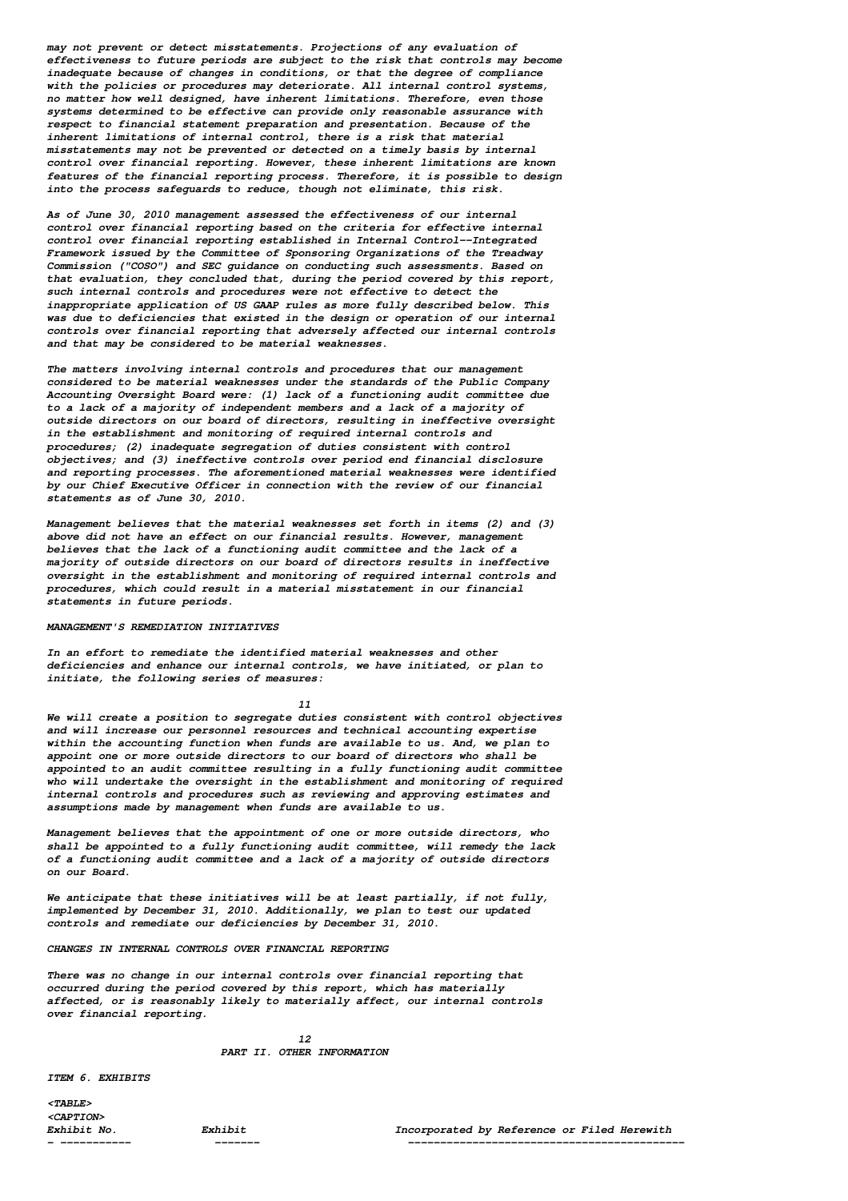may not prevent or detect misstatements. Projections of any evaluation of effectiveness to future periods are subject to the risk that controls may become inadequate because of changes in conditions, or that the degree of compliance with the policies or procedures may deteriorate. All internal control systems, no matter how well designed, have inherent limitations. Therefore, even those systems determined to be effective can provide only reasonable assurance with respect to financial statement preparation and presentation. Because of the inherent limitations of internal control, there is a risk that material misstatements may not be prevented or detected on a timely basis by internal control over financial reporting. However, these inherent limitations are known features of the financial reporting process. Therefore, it is possible to design into the process safeguards to reduce, though not eliminate, this risk.

As of June 30, 2010 management assessed the effectiveness of our internal control over financial reporting based on the criteria for effective internal control over financial reporting established in Internal Control--Integrated Framework issued by the Committee of Sponsoring Organizations of the Treadway Commission ("COSO") and SEC guidance on conducting such assessments. Based on that evaluation, they concluded that, during the period covered by this report, such internal controls and procedures were not effective to detect the inappropriate application of US GAAP rules as more fully described below. This was due to deficiencies that existed in the design or operation of our internal controls over financial reporting that adversely affected our internal controls and that may be considered to be material weaknesses.

The matters involving internal controls and procedures that our management considered to be material weaknesses under the standards of the Public Company Accounting Oversight Board were: (1) lack of a functioning audit committee due to a lack of a majority of independent members and a lack of a majority of outside directors on our board of directors, resulting in ineffective oversight in the establishment and monitoring of required internal controls and procedures; (2) inadequate segregation of duties consistent with control objectives; and (3) ineffective controls over period end financial disclosure and reporting processes. The aforementioned material weaknesses were identified by our Chief Executive Officer in connection with the review of our financial statements as of June 30, 2010.

Management believes that the material weaknesses set forth in items (2) and (3) above did not have an effect on our financial results. However, management believes that the lack of a functioning audit committee and the lack of a majority of outside directors on our board of directors results in ineffective oversight in the establishment and monitoring of required internal controls and procedures, which could result in a material misstatement in our financial statements in future periods.

MANAGEMENT'S REMEDIATION INITIATIVES

In an effort to remediate the identified material weaknesses and other deficiencies and enhance our internal controls, we have initiated, or plan to initiate, the following series of measures:

We will create a position to segregate duties consistent with control objectives and will increase our personnel resources and technical accounting expertise within the accounting function when funds are available to us. And, we plan to appoint one or more outside directors to our board of directors who shall be appointed to an audit committee resulting in a fully functioning audit committee who will undertake the oversight in the establishment and monitoring of required internal controls and procedures such as reviewing and approving estimates and assumptions made by management when funds are available to us.

Management believes that the appointment of one or more outside directors, who shall be appointed to a fully functioning audit committee, will remedy the lack of a functioning audit committee and a lack of a majority of outside directors on our Board.

We anticipate that these initiatives will be at least partially, if not fully, implemented by December 31, 2010. Additionally, we plan to test our updated controls and remediate our deficiencies by December 31, 2010.

CHANGES IN INTERNAL CONTROLS OVER FINANCIAL REPORTING

There was no change in our internal controls over financial reporting that occurred during the period covered by this report, which has materially affected, or is reasonably likely to materially affect, our internal controls over financial reporting.

## PART II. OTHER INFORMATION

ITEM 6. EXHIBITS

| Exhibit No. | Exhibit | Incorporated by Reference or Filed Herewith |
|---|---|---|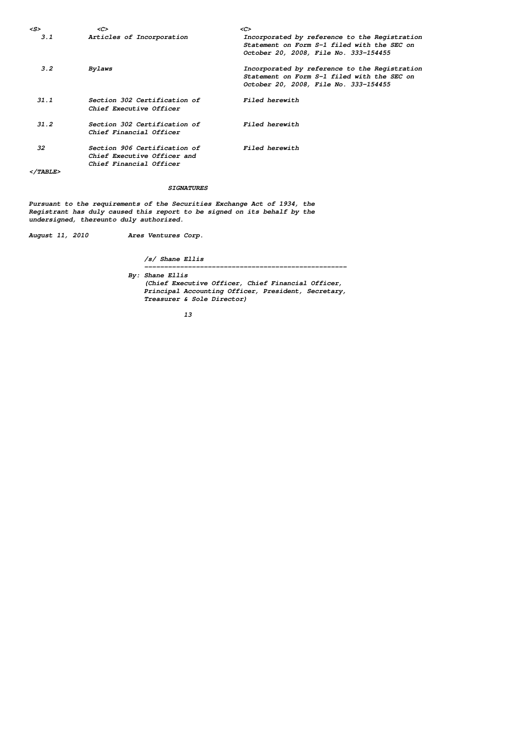| Exhibit | Description | |
|---|---|---|
| 3.1 | Articles of Incorporation | Incorporated by reference to the Registration Statement on Form S-1 filed with the SEC on October 20, 2008, File No. 333-154455 |
| 3.2 | Bylaws | Incorporated by reference to the Registration Statement on Form S-1 filed with the SEC on October 20, 2008, File No. 333-154455 |
| 31.1 | Section 302 Certification of Chief Executive Officer | Filed herewith |
| 31.2 | Section 302 Certification of Chief Financial Officer | Filed herewith |
| 32 | Section 906 Certification of Chief Executive Officer and Chief Financial Officer | Filed herewith |

## SIGNATURES

Pursuant to the requirements of the Securities Exchange Act of 1934, the Registrant has duly caused this report to be signed on its behalf by the undersigned, thereunto duly authorized.

August 11, 2010 Ares Ventures Corp.

/s/ Shane Ellis

---

By: Shane Ellis
(Chief Executive Officer, Chief Financial Officer, Principal Accounting Officer, President, Secretary, Treasurer & Sole Director)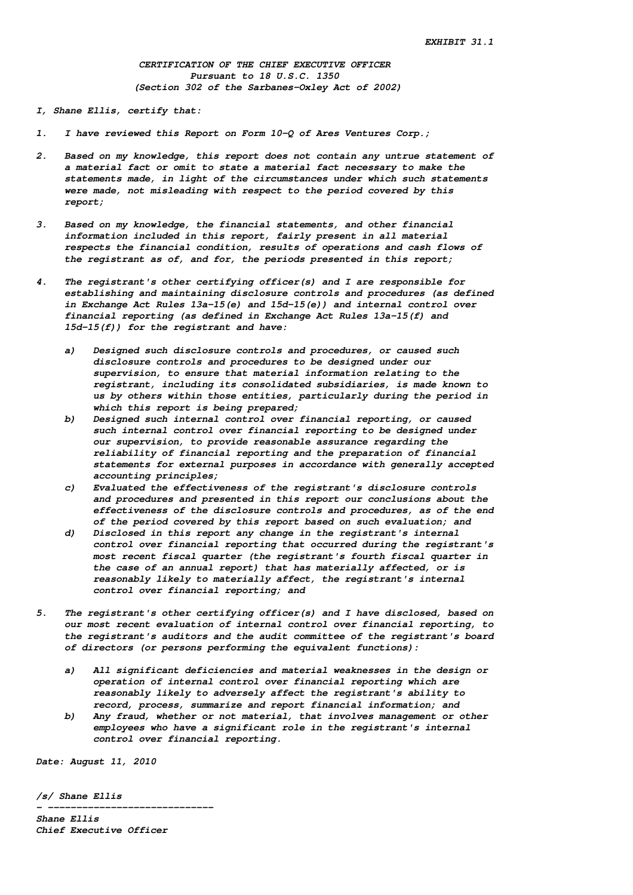EXHIBIT 31.1

**CERTIFICATION OF THE CHIEF EXECUTIVE OFFICER**
**Pursuant to 18 U.S.C. 1350**
**(Section 302 of the Sarbanes-Oxley Act of 2002)**

I, Shane Ellis, certify that:

1. I have reviewed this Report on Form 10-Q of Ares Ventures Corp.;

2. Based on my knowledge, this report does not contain any untrue statement of a material fact or omit to state a material fact necessary to make the statements made, in light of the circumstances under which such statements were made, not misleading with respect to the period covered by this report;

3. Based on my knowledge, the financial statements, and other financial information included in this report, fairly present in all material respects the financial condition, results of operations and cash flows of the registrant as of, and for, the periods presented in this report;

4. The registrant's other certifying officer(s) and I are responsible for establishing and maintaining disclosure controls and procedures (as defined in Exchange Act Rules 13a-15(e) and 15d-15(e)) and internal control over financial reporting (as defined in Exchange Act Rules 13a-15(f) and 15d-15(f)) for the registrant and have:

   a) Designed such disclosure controls and procedures, or caused such disclosure controls and procedures to be designed under our supervision, to ensure that material information relating to the registrant, including its consolidated subsidiaries, is made known to us by others within those entities, particularly during the period in which this report is being prepared;
   b) Designed such internal control over financial reporting, or caused such internal control over financial reporting to be designed under our supervision, to provide reasonable assurance regarding the reliability of financial reporting and the preparation of financial statements for external purposes in accordance with generally accepted accounting principles;
   c) Evaluated the effectiveness of the registrant's disclosure controls and procedures and presented in this report our conclusions about the effectiveness of the disclosure controls and procedures, as of the end of the period covered by this report based on such evaluation; and
   d) Disclosed in this report any change in the registrant's internal control over financial reporting that occurred during the registrant's most recent fiscal quarter (the registrant's fourth fiscal quarter in the case of an annual report) that has materially affected, or is reasonably likely to materially affect, the registrant's internal control over financial reporting; and

5. The registrant's other certifying officer(s) and I have disclosed, based on our most recent evaluation of internal control over financial reporting, to the registrant's auditors and the audit committee of the registrant's board of directors (or persons performing the equivalent functions):

   a) All significant deficiencies and material weaknesses in the design or operation of internal control over financial reporting which are reasonably likely to adversely affect the registrant's ability to record, process, summarize and report financial information; and
   b) Any fraud, whether or not material, that involves management or other employees who have a significant role in the registrant's internal control over financial reporting.

Date: August 11, 2010

/s/ Shane Ellis
- -----------------------------
Shane Ellis
Chief Executive Officer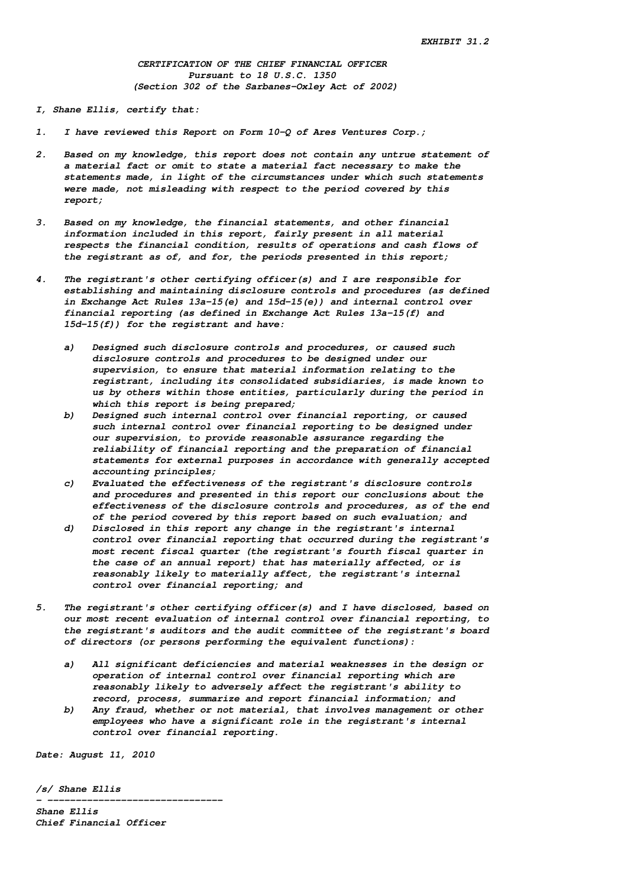EXHIBIT 31.2

**CERTIFICATION OF THE CHIEF FINANCIAL OFFICER**
**Pursuant to 18 U.S.C. 1350**
**(Section 302 of the Sarbanes-Oxley Act of 2002)**

I, Shane Ellis, certify that:

1. I have reviewed this Report on Form 10-Q of Ares Ventures Corp.;

2. Based on my knowledge, this report does not contain any untrue statement of a material fact or omit to state a material fact necessary to make the statements made, in light of the circumstances under which such statements were made, not misleading with respect to the period covered by this report;

3. Based on my knowledge, the financial statements, and other financial information included in this report, fairly present in all material respects the financial condition, results of operations and cash flows of the registrant as of, and for, the periods presented in this report;

4. The registrant's other certifying officer(s) and I are responsible for establishing and maintaining disclosure controls and procedures (as defined in Exchange Act Rules 13a-15(e) and 15d-15(e)) and internal control over financial reporting (as defined in Exchange Act Rules 13a-15(f) and 15d-15(f)) for the registrant and have:

   a) Designed such disclosure controls and procedures, or caused such disclosure controls and procedures to be designed under our supervision, to ensure that material information relating to the registrant, including its consolidated subsidiaries, is made known to us by others within those entities, particularly during the period in which this report is being prepared;
   b) Designed such internal control over financial reporting, or caused such internal control over financial reporting to be designed under our supervision, to provide reasonable assurance regarding the reliability of financial reporting and the preparation of financial statements for external purposes in accordance with generally accepted accounting principles;
   c) Evaluated the effectiveness of the registrant's disclosure controls and procedures and presented in this report our conclusions about the effectiveness of the disclosure controls and procedures, as of the end of the period covered by this report based on such evaluation; and
   d) Disclosed in this report any change in the registrant's internal control over financial reporting that occurred during the registrant's most recent fiscal quarter (the registrant's fourth fiscal quarter in the case of an annual report) that has materially affected, or is reasonably likely to materially affect, the registrant's internal control over financial reporting; and

5. The registrant's other certifying officer(s) and I have disclosed, based on our most recent evaluation of internal control over financial reporting, to the registrant's auditors and the audit committee of the registrant's board of directors (or persons performing the equivalent functions):

   a) All significant deficiencies and material weaknesses in the design or operation of internal control over financial reporting which are reasonably likely to adversely affect the registrant's ability to record, process, summarize and report financial information; and
   b) Any fraud, whether or not material, that involves management or other employees who have a significant role in the registrant's internal control over financial reporting.

Date: August 11, 2010

/s/ Shane Ellis
- --------------------------------
Shane Ellis
Chief Financial Officer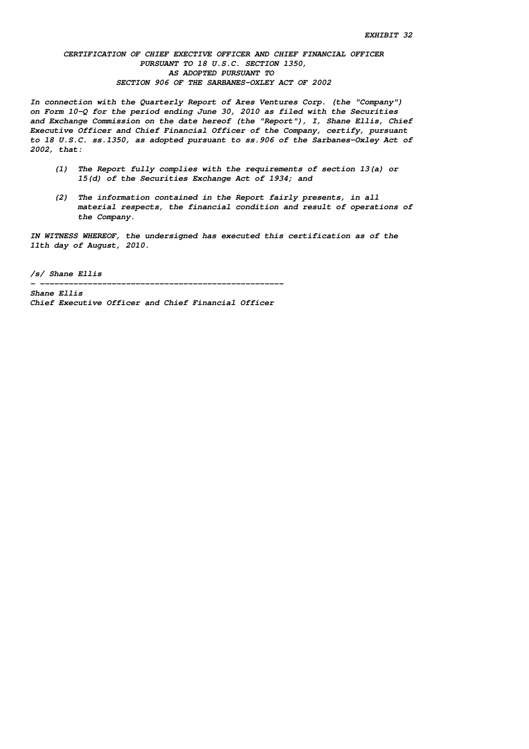EXHIBIT 32

**CERTIFICATION OF CHIEF EXECUTIVE OFFICER AND CHIEF FINANCIAL OFFICER PURSUANT TO 18 U.S.C. SECTION 1350, AS ADOPTED PURSUANT TO SECTION 906 OF THE SARBANES-OXLEY ACT OF 2002**

In connection with the Quarterly Report of Ares Ventures Corp. (the "Company") on Form 10-Q for the period ending June 30, 2010 as filed with the Securities and Exchange Commission on the date hereof (the "Report"), I, Shane Ellis, Chief Executive Officer and Chief Financial Officer of the Company, certify, pursuant to 18 U.S.C. ss.1350, as adopted pursuant to ss.906 of the Sarbanes-Oxley Act of 2002, that:

(1) The Report fully complies with the requirements of section 13(a) or 15(d) of the Securities Exchange Act of 1934; and

(2) The information contained in the Report fairly presents, in all material respects, the financial condition and result of operations of the Company.

IN WITNESS WHEREOF, the undersigned has executed this certification as of the 11th day of August, 2010.

/s/ Shane Ellis

---

Shane Ellis
Chief Executive Officer and Chief Financial Officer